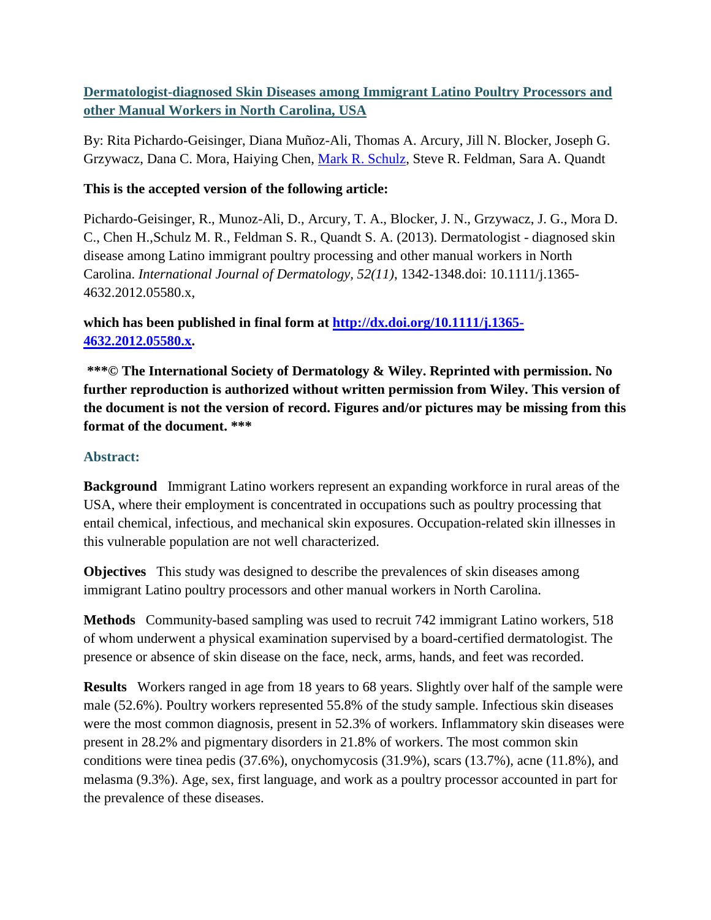# [Dermatologist-diagnosed Skin Diseases among Immigrant Latino Poultry Processors and other Manual Workers in North Carolina, USA](#)

By: Rita Pichardo-Geisinger, Diana Muñoz-Ali, Thomas A. Arcury, Jill N. Blocker, Joseph G. Grzywacz, Dana C. Mora, Haiying Chen, [Mark R. Schulz](#), Steve R. Feldman, Sara A. Quandt

**This is the accepted version of the following article:**

Pichardo-Geisinger, R., Munoz-Ali, D., Arcury, T. A., Blocker, J. N., Grzywacz, J. G., Mora D. C., Chen H.,Schulz M. R., Feldman S. R., Quandt S. A. (2013). Dermatologist - diagnosed skin disease among Latino immigrant poultry processing and other manual workers in North Carolina. *International Journal of Dermatology, 52(11)*, 1342-1348.doi: 10.1111/j.1365-4632.2012.05580.x,

**which has been published in final form at [http://dx.doi.org/10.1111/j.1365-4632.2012.05580.x](http://dx.doi.org/10.1111/j.1365-4632.2012.05580.x).**

**\*\*\*© The International Society of Dermatology & Wiley. Reprinted with permission. No further reproduction is authorized without written permission from Wiley. This version of the document is not the version of record. Figures and/or pictures may be missing from this format of the document. \*\*\***

## Abstract:

**Background** Immigrant Latino workers represent an expanding workforce in rural areas of the USA, where their employment is concentrated in occupations such as poultry processing that entail chemical, infectious, and mechanical skin exposures. Occupation-related skin illnesses in this vulnerable population are not well characterized.

**Objectives** This study was designed to describe the prevalences of skin diseases among immigrant Latino poultry processors and other manual workers in North Carolina.

**Methods** Community-based sampling was used to recruit 742 immigrant Latino workers, 518 of whom underwent a physical examination supervised by a board-certified dermatologist. The presence or absence of skin disease on the face, neck, arms, hands, and feet was recorded.

**Results** Workers ranged in age from 18 years to 68 years. Slightly over half of the sample were male (52.6%). Poultry workers represented 55.8% of the study sample. Infectious skin diseases were the most common diagnosis, present in 52.3% of workers. Inflammatory skin diseases were present in 28.2% and pigmentary disorders in 21.8% of workers. The most common skin conditions were tinea pedis (37.6%), onychomycosis (31.9%), scars (13.7%), acne (11.8%), and melasma (9.3%). Age, sex, first language, and work as a poultry processor accounted in part for the prevalence of these diseases.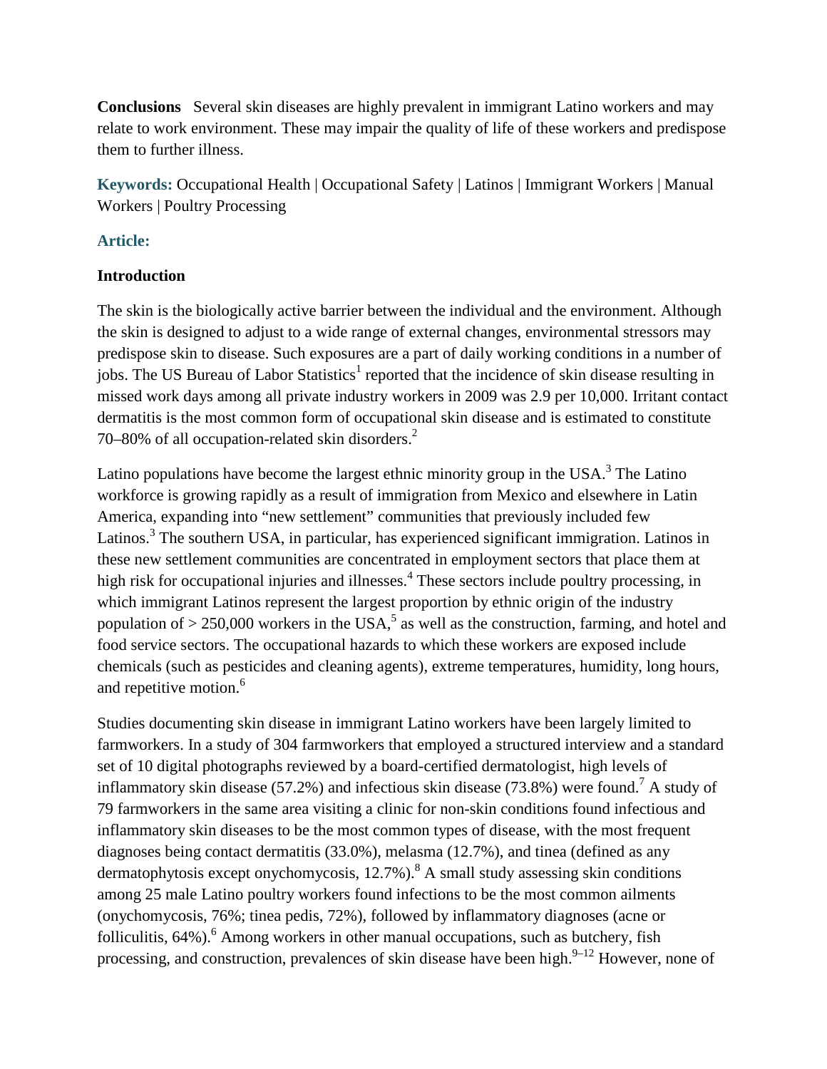**Conclusions** Several skin diseases are highly prevalent in immigrant Latino workers and may relate to work environment. These may impair the quality of life of these workers and predispose them to further illness.

**Keywords:** Occupational Health | Occupational Safety | Latinos | Immigrant Workers | Manual Workers | Poultry Processing

## Article:

### Introduction

The skin is the biologically active barrier between the individual and the environment. Although the skin is designed to adjust to a wide range of external changes, environmental stressors may predispose skin to disease. Such exposures are a part of daily working conditions in a number of jobs. The US Bureau of Labor Statistics[1] reported that the incidence of skin disease resulting in missed work days among all private industry workers in 2009 was 2.9 per 10,000. Irritant contact dermatitis is the most common form of occupational skin disease and is estimated to constitute 70–80% of all occupation-related skin disorders.[2]

Latino populations have become the largest ethnic minority group in the USA.[3] The Latino workforce is growing rapidly as a result of immigration from Mexico and elsewhere in Latin America, expanding into "new settlement" communities that previously included few Latinos.[3] The southern USA, in particular, has experienced significant immigration. Latinos in these new settlement communities are concentrated in employment sectors that place them at high risk for occupational injuries and illnesses.[4] These sectors include poultry processing, in which immigrant Latinos represent the largest proportion by ethnic origin of the industry population of > 250,000 workers in the USA,[5] as well as the construction, farming, and hotel and food service sectors. The occupational hazards to which these workers are exposed include chemicals (such as pesticides and cleaning agents), extreme temperatures, humidity, long hours, and repetitive motion.[6]

Studies documenting skin disease in immigrant Latino workers have been largely limited to farmworkers. In a study of 304 farmworkers that employed a structured interview and a standard set of 10 digital photographs reviewed by a board-certified dermatologist, high levels of inflammatory skin disease (57.2%) and infectious skin disease (73.8%) were found.[7] A study of 79 farmworkers in the same area visiting a clinic for non-skin conditions found infectious and inflammatory skin diseases to be the most common types of disease, with the most frequent diagnoses being contact dermatitis (33.0%), melasma (12.7%), and tinea (defined as any dermatophytosis except onychomycosis, 12.7%).[8] A small study assessing skin conditions among 25 male Latino poultry workers found infections to be the most common ailments (onychomycosis, 76%; tinea pedis, 72%), followed by inflammatory diagnoses (acne or folliculitis, 64%).[6] Among workers in other manual occupations, such as butchery, fish processing, and construction, prevalences of skin disease have been high.[9–12] However, none of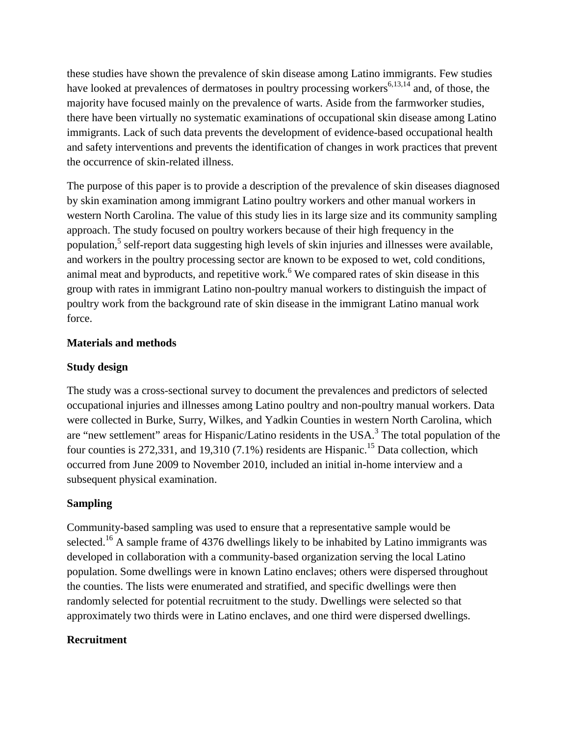these studies have shown the prevalence of skin disease among Latino immigrants. Few studies have looked at prevalences of dermatoses in poultry processing workers[6,13,14] and, of those, the majority have focused mainly on the prevalence of warts. Aside from the farmworker studies, there have been virtually no systematic examinations of occupational skin disease among Latino immigrants. Lack of such data prevents the development of evidence-based occupational health and safety interventions and prevents the identification of changes in work practices that prevent the occurrence of skin-related illness.

The purpose of this paper is to provide a description of the prevalence of skin diseases diagnosed by skin examination among immigrant Latino poultry workers and other manual workers in western North Carolina. The value of this study lies in its large size and its community sampling approach. The study focused on poultry workers because of their high frequency in the population,[5] self-report data suggesting high levels of skin injuries and illnesses were available, and workers in the poultry processing sector are known to be exposed to wet, cold conditions, animal meat and byproducts, and repetitive work.[6] We compared rates of skin disease in this group with rates in immigrant Latino non-poultry manual workers to distinguish the impact of poultry work from the background rate of skin disease in the immigrant Latino manual work force.

## Materials and methods

### Study design

The study was a cross-sectional survey to document the prevalences and predictors of selected occupational injuries and illnesses among Latino poultry and non-poultry manual workers. Data were collected in Burke, Surry, Wilkes, and Yadkin Counties in western North Carolina, which are "new settlement" areas for Hispanic/Latino residents in the USA.[3] The total population of the four counties is 272,331, and 19,310 (7.1%) residents are Hispanic.[15] Data collection, which occurred from June 2009 to November 2010, included an initial in-home interview and a subsequent physical examination.

### Sampling

Community-based sampling was used to ensure that a representative sample would be selected.[16] A sample frame of 4376 dwellings likely to be inhabited by Latino immigrants was developed in collaboration with a community-based organization serving the local Latino population. Some dwellings were in known Latino enclaves; others were dispersed throughout the counties. The lists were enumerated and stratified, and specific dwellings were then randomly selected for potential recruitment to the study. Dwellings were selected so that approximately two thirds were in Latino enclaves, and one third were dispersed dwellings.

### Recruitment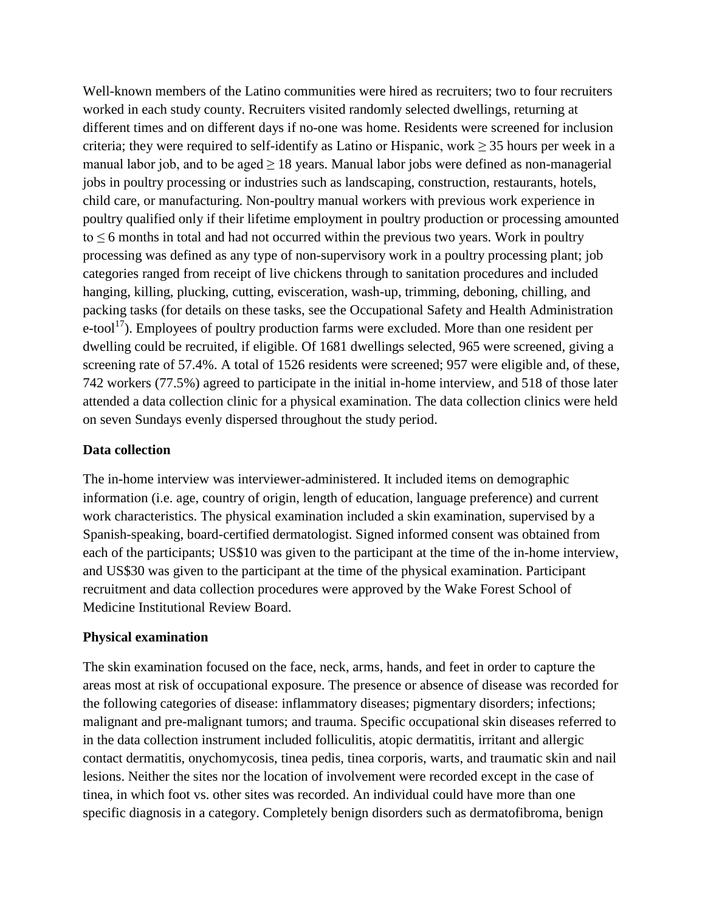Well-known members of the Latino communities were hired as recruiters; two to four recruiters worked in each study county. Recruiters visited randomly selected dwellings, returning at different times and on different days if no-one was home. Residents were screened for inclusion criteria; they were required to self-identify as Latino or Hispanic, work ≥ 35 hours per week in a manual labor job, and to be aged ≥ 18 years. Manual labor jobs were defined as non-managerial jobs in poultry processing or industries such as landscaping, construction, restaurants, hotels, child care, or manufacturing. Non-poultry manual workers with previous work experience in poultry qualified only if their lifetime employment in poultry production or processing amounted to ≤ 6 months in total and had not occurred within the previous two years. Work in poultry processing was defined as any type of non-supervisory work in a poultry processing plant; job categories ranged from receipt of live chickens through to sanitation procedures and included hanging, killing, plucking, cutting, evisceration, wash-up, trimming, deboning, chilling, and packing tasks (for details on these tasks, see the Occupational Safety and Health Administration e-tool[17]). Employees of poultry production farms were excluded. More than one resident per dwelling could be recruited, if eligible. Of 1681 dwellings selected, 965 were screened, giving a screening rate of 57.4%. A total of 1526 residents were screened; 957 were eligible and, of these, 742 workers (77.5%) agreed to participate in the initial in-home interview, and 518 of those later attended a data collection clinic for a physical examination. The data collection clinics were held on seven Sundays evenly dispersed throughout the study period.

### Data collection

The in-home interview was interviewer-administered. It included items on demographic information (i.e. age, country of origin, length of education, language preference) and current work characteristics. The physical examination included a skin examination, supervised by a Spanish-speaking, board-certified dermatologist. Signed informed consent was obtained from each of the participants; US$10 was given to the participant at the time of the in-home interview, and US$30 was given to the participant at the time of the physical examination. Participant recruitment and data collection procedures were approved by the Wake Forest School of Medicine Institutional Review Board.

### Physical examination

The skin examination focused on the face, neck, arms, hands, and feet in order to capture the areas most at risk of occupational exposure. The presence or absence of disease was recorded for the following categories of disease: inflammatory diseases; pigmentary disorders; infections; malignant and pre-malignant tumors; and trauma. Specific occupational skin diseases referred to in the data collection instrument included folliculitis, atopic dermatitis, irritant and allergic contact dermatitis, onychomycosis, tinea pedis, tinea corporis, warts, and traumatic skin and nail lesions. Neither the sites nor the location of involvement were recorded except in the case of tinea, in which foot vs. other sites was recorded. An individual could have more than one specific diagnosis in a category. Completely benign disorders such as dermatofibroma, benign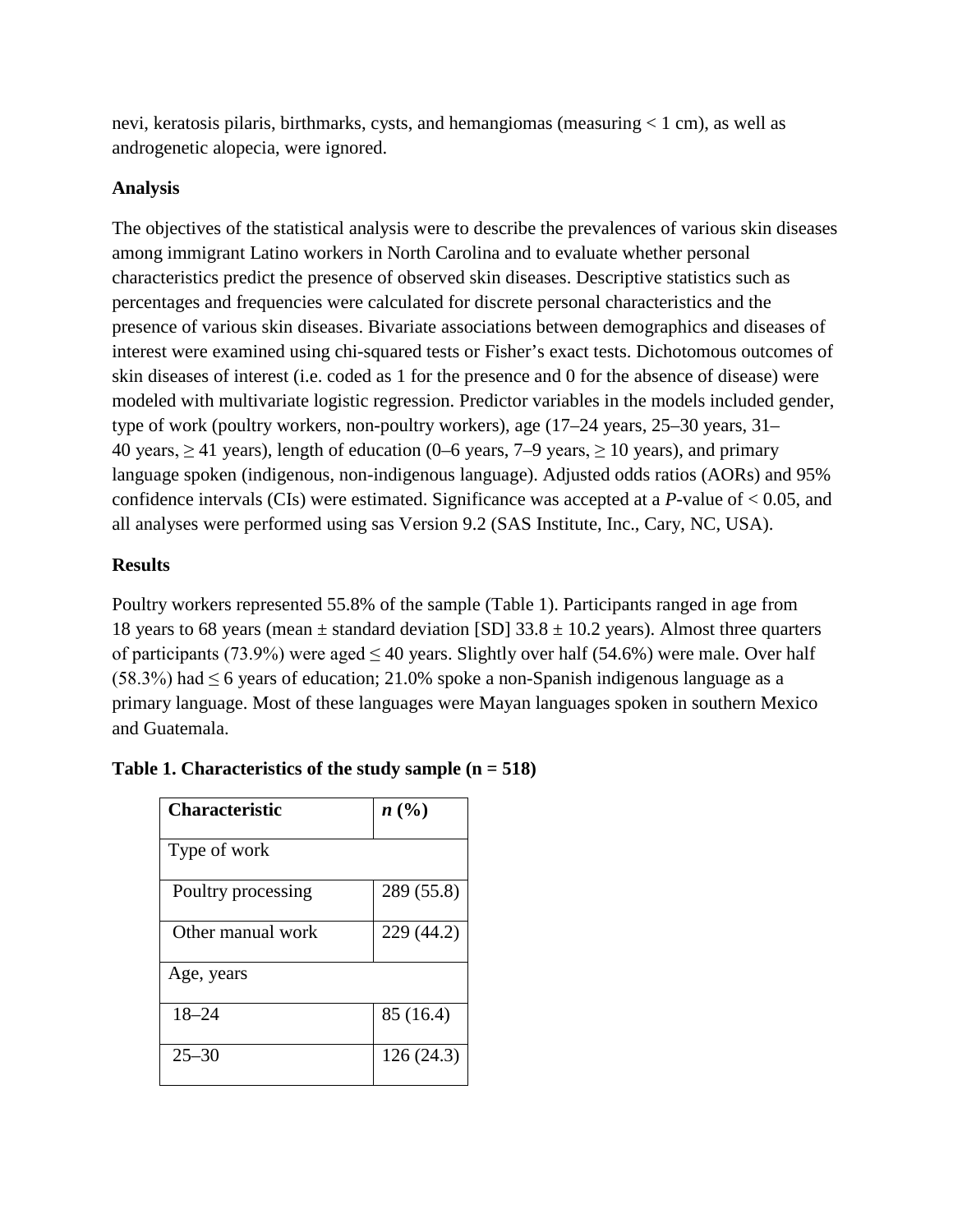nevi, keratosis pilaris, birthmarks, cysts, and hemangiomas (measuring < 1 cm), as well as androgenetic alopecia, were ignored.

**Analysis**

The objectives of the statistical analysis were to describe the prevalences of various skin diseases among immigrant Latino workers in North Carolina and to evaluate whether personal characteristics predict the presence of observed skin diseases. Descriptive statistics such as percentages and frequencies were calculated for discrete personal characteristics and the presence of various skin diseases. Bivariate associations between demographics and diseases of interest were examined using chi-squared tests or Fisher's exact tests. Dichotomous outcomes of skin diseases of interest (i.e. coded as 1 for the presence and 0 for the absence of disease) were modeled with multivariate logistic regression. Predictor variables in the models included gender, type of work (poultry workers, non-poultry workers), age (17–24 years, 25–30 years, 31–40 years, ≥ 41 years), length of education (0–6 years, 7–9 years, ≥ 10 years), and primary language spoken (indigenous, non-indigenous language). Adjusted odds ratios (AORs) and 95% confidence intervals (CIs) were estimated. Significance was accepted at a *P*-value of < 0.05, and all analyses were performed using sas Version 9.2 (SAS Institute, Inc., Cary, NC, USA).

**Results**

Poultry workers represented 55.8% of the sample (Table 1). Participants ranged in age from 18 years to 68 years (mean ± standard deviation [SD] 33.8 ± 10.2 years). Almost three quarters of participants (73.9%) were aged ≤ 40 years. Slightly over half (54.6%) were male. Over half (58.3%) had ≤ 6 years of education; 21.0% spoke a non-Spanish indigenous language as a primary language. Most of these languages were Mayan languages spoken in southern Mexico and Guatemala.

**Table 1. Characteristics of the study sample (n = 518)**

| **Characteristic** | ***n* (%)** |
|---|---|
| Type of work | |
| Poultry processing | 289 (55.8) |
| Other manual work | 229 (44.2) |
| Age, years | |
| 18–24 | 85 (16.4) |
| 25–30 | 126 (24.3) |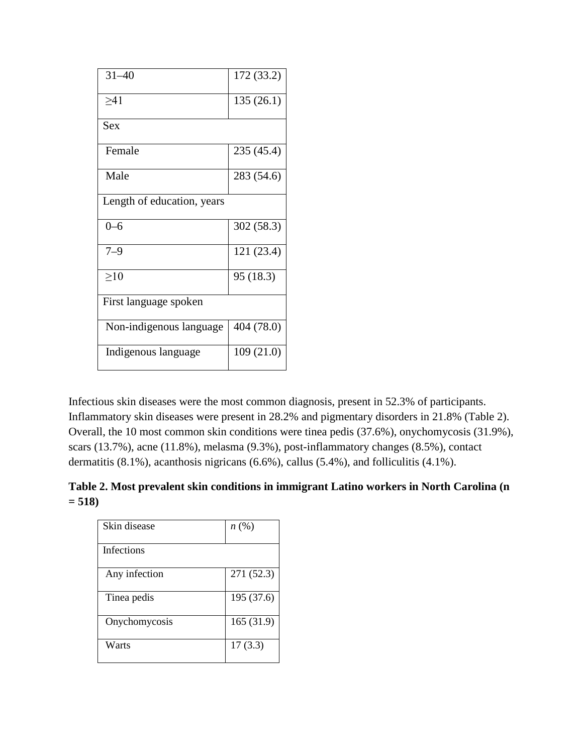| | |
|---|---|
| 31–40 | 172 (33.2) |
| ≥41 | 135 (26.1) |
| Sex | |
| Female | 235 (45.4) |
| Male | 283 (54.6) |
| Length of education, years | |
| 0–6 | 302 (58.3) |
| 7–9 | 121 (23.4) |
| ≥10 | 95 (18.3) |
| First language spoken | |
| Non-indigenous language | 404 (78.0) |
| Indigenous language | 109 (21.0) |

Infectious skin diseases were the most common diagnosis, present in 52.3% of participants. Inflammatory skin diseases were present in 28.2% and pigmentary disorders in 21.8% (Table 2). Overall, the 10 most common skin conditions were tinea pedis (37.6%), onychomycosis (31.9%), scars (13.7%), acne (11.8%), melasma (9.3%), post-inflammatory changes (8.5%), contact dermatitis (8.1%), acanthosis nigricans (6.6%), callus (5.4%), and folliculitis (4.1%).

**Table 2. Most prevalent skin conditions in immigrant Latino workers in North Carolina (n = 518)**

| Skin disease | *n* (%) |
|---|---|
| Infections | |
| Any infection | 271 (52.3) |
| Tinea pedis | 195 (37.6) |
| Onychomycosis | 165 (31.9) |
| Warts | 17 (3.3) |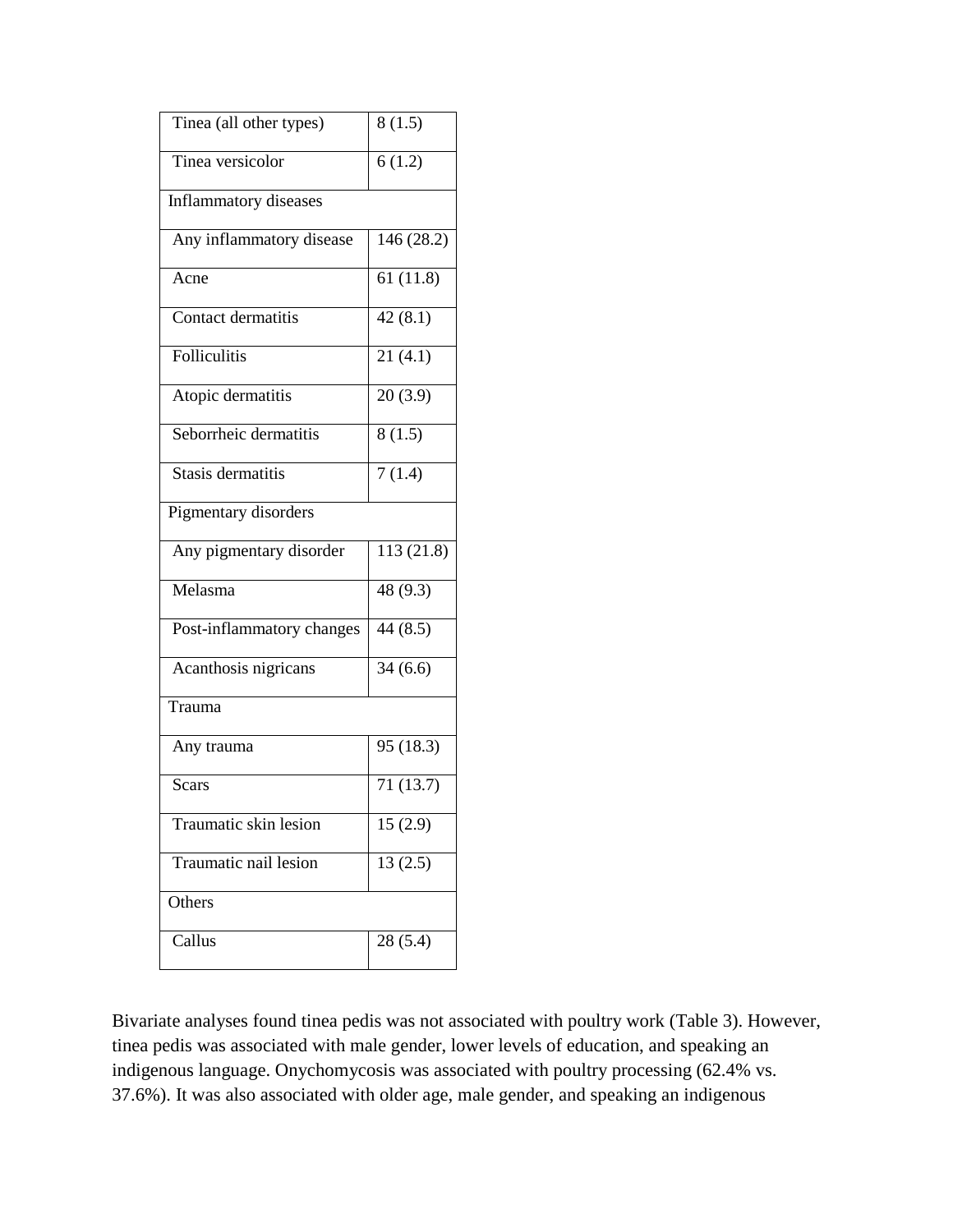| | |
|---|---|
| Tinea (all other types) | 8 (1.5) |
| Tinea versicolor | 6 (1.2) |
| Inflammatory diseases | |
| Any inflammatory disease | 146 (28.2) |
| Acne | 61 (11.8) |
| Contact dermatitis | 42 (8.1) |
| Folliculitis | 21 (4.1) |
| Atopic dermatitis | 20 (3.9) |
| Seborrheic dermatitis | 8 (1.5) |
| Stasis dermatitis | 7 (1.4) |
| Pigmentary disorders | |
| Any pigmentary disorder | 113 (21.8) |
| Melasma | 48 (9.3) |
| Post-inflammatory changes | 44 (8.5) |
| Acanthosis nigricans | 34 (6.6) |
| Trauma | |
| Any trauma | 95 (18.3) |
| Scars | 71 (13.7) |
| Traumatic skin lesion | 15 (2.9) |
| Traumatic nail lesion | 13 (2.5) |
| Others | |
| Callus | 28 (5.4) |

Bivariate analyses found tinea pedis was not associated with poultry work (Table 3). However, tinea pedis was associated with male gender, lower levels of education, and speaking an indigenous language. Onychomycosis was associated with poultry processing (62.4% vs. 37.6%). It was also associated with older age, male gender, and speaking an indigenous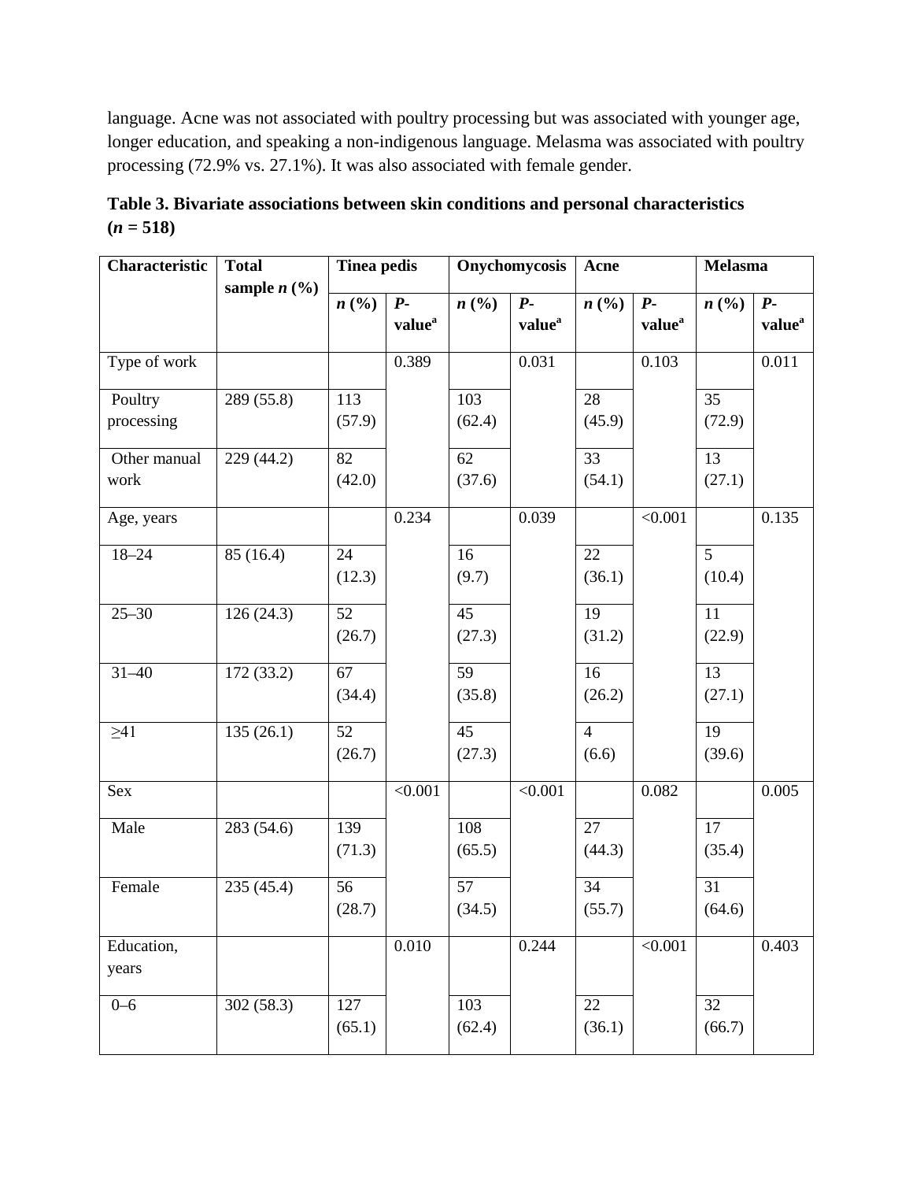language. Acne was not associated with poultry processing but was associated with younger age, longer education, and speaking a non-indigenous language. Melasma was associated with poultry processing (72.9% vs. 27.1%). It was also associated with female gender.

**Table 3. Bivariate associations between skin conditions and personal characteristics (*n* = 518)**

| Characteristic | Total sample *n* (%) | Tinea pedis | | Onychomycosis | | Acne | | Melasma | |
|---|---|---|---|---|---|---|---|---|---|
| | | *n* (%) | *P*-value[a] | *n* (%) | *P*-value[a] | *n* (%) | *P*-value[a] | *n* (%) | *P*-value[a] |
| Type of work | | | 0.389 | | 0.031 | | 0.103 | | 0.011 |
| Poultry processing | 289 (55.8) | 113 (57.9) | | 103 (62.4) | | 28 (45.9) | | 35 (72.9) | |
| Other manual work | 229 (44.2) | 82 (42.0) | | 62 (37.6) | | 33 (54.1) | | 13 (27.1) | |
| Age, years | | | 0.234 | | 0.039 | | <0.001 | | 0.135 |
| 18–24 | 85 (16.4) | 24 (12.3) | | 16 (9.7) | | 22 (36.1) | | 5 (10.4) | |
| 25–30 | 126 (24.3) | 52 (26.7) | | 45 (27.3) | | 19 (31.2) | | 11 (22.9) | |
| 31–40 | 172 (33.2) | 67 (34.4) | | 59 (35.8) | | 16 (26.2) | | 13 (27.1) | |
| ≥41 | 135 (26.1) | 52 (26.7) | | 45 (27.3) | | 4 (6.6) | | 19 (39.6) | |
| Sex | | | <0.001 | | <0.001 | | 0.082 | | 0.005 |
| Male | 283 (54.6) | 139 (71.3) | | 108 (65.5) | | 27 (44.3) | | 17 (35.4) | |
| Female | 235 (45.4) | 56 (28.7) | | 57 (34.5) | | 34 (55.7) | | 31 (64.6) | |
| Education, years | | | 0.010 | | 0.244 | | <0.001 | | 0.403 |
| 0–6 | 302 (58.3) | 127 (65.1) | | 103 (62.4) | | 22 (36.1) | | 32 (66.7) | |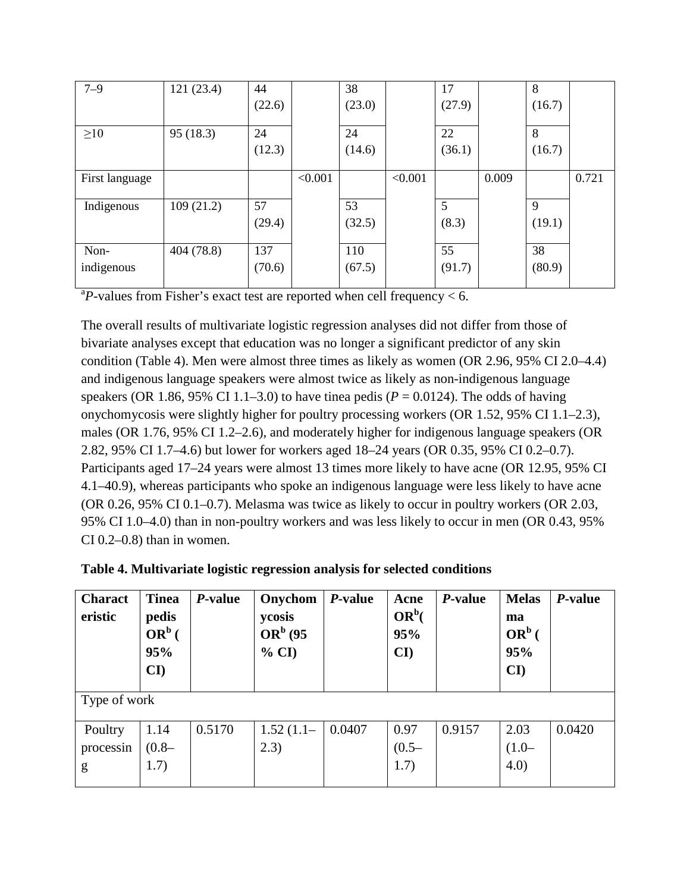| 7–9 | 121 (23.4) | 44 (22.6) | | 38 (23.0) | | 17 (27.9) | | 8 (16.7) | |
|---|---|---|---|---|---|---|---|---|---|
| ≥10 | 95 (18.3) | 24 (12.3) | | 24 (14.6) | | 22 (36.1) | | 8 (16.7) | |
| First language | | | <0.001 | | <0.001 | | 0.009 | | 0.721 |
| Indigenous | 109 (21.2) | 57 (29.4) | | 53 (32.5) | | 5 (8.3) | | 9 (19.1) | |
| Non-indigenous | 404 (78.8) | 137 (70.6) | | 110 (67.5) | | 55 (91.7) | | 38 (80.9) | |

[a]*P*-values from Fisher's exact test are reported when cell frequency < 6.

The overall results of multivariate logistic regression analyses did not differ from those of bivariate analyses except that education was no longer a significant predictor of any skin condition (Table 4). Men were almost three times as likely as women (OR 2.96, 95% CI 2.0–4.4) and indigenous language speakers were almost twice as likely as non-indigenous language speakers (OR 1.86, 95% CI 1.1–3.0) to have tinea pedis ($P = 0.0124$). The odds of having onychomycosis were slightly higher for poultry processing workers (OR 1.52, 95% CI 1.1–2.3), males (OR 1.76, 95% CI 1.2–2.6), and moderately higher for indigenous language speakers (OR 2.82, 95% CI 1.7–4.6) but lower for workers aged 18–24 years (OR 0.35, 95% CI 0.2–0.7). Participants aged 17–24 years were almost 13 times more likely to have acne (OR 12.95, 95% CI 4.1–40.9), whereas participants who spoke an indigenous language were less likely to have acne (OR 0.26, 95% CI 0.1–0.7). Melasma was twice as likely to occur in poultry workers (OR 2.03, 95% CI 1.0–4.0) than in non-poultry workers and was less likely to occur in men (OR 0.43, 95% CI 0.2–0.8) than in women.

**Table 4. Multivariate logistic regression analysis for selected conditions**

| **Characteristic** | **Tinea pedis OR[b] (95% CI)** | ***P*-value** | **Onychomycosis OR[b] (95% CI)** | ***P*-value** | **Acne OR[b] (95% CI)** | ***P*-value** | **Melasma OR[b] (95% CI)** | ***P*-value** |
|---|---|---|---|---|---|---|---|---|
| Type of work | | | | | | | | |
| Poultry processing | 1.14 (0.8–1.7) | 0.5170 | 1.52 (1.1–2.3) | 0.0407 | 0.97 (0.5–1.7) | 0.9157 | 2.03 (1.0–4.0) | 0.0420 |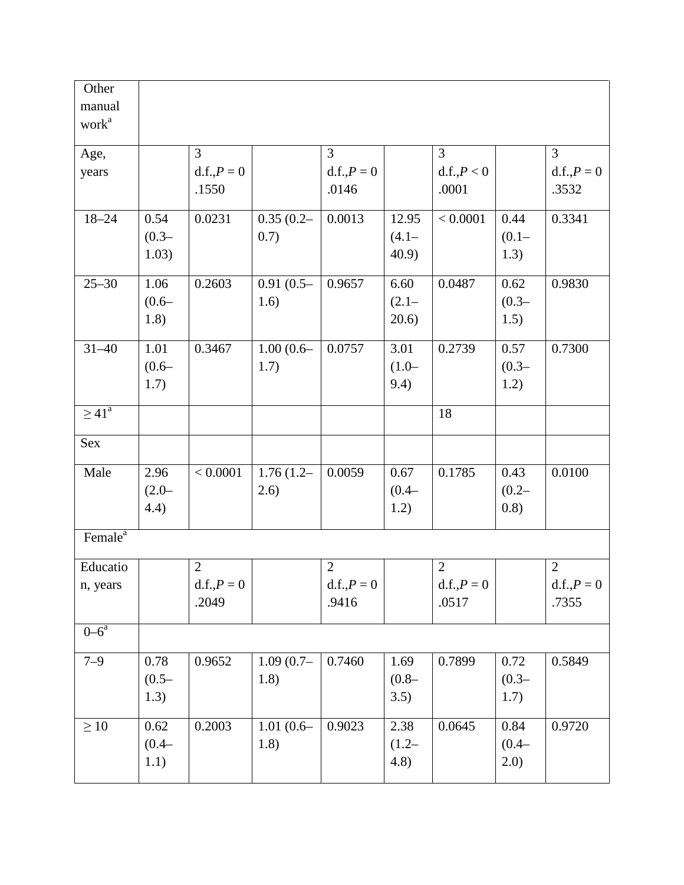| Other manual work[a] | | | | | | | | |
|---|---|---|---|---|---|---|---|---|
| Age, years | | 3 d.f., $P = 0.1550$ | | 3 d.f., $P = 0.0146$ | | 3 d.f., $P < 0.0001$ | | 3 d.f., $P = 0.3532$ |
| 18–24 | 0.54 (0.3–1.03) | 0.0231 | 0.35 (0.2–0.7) | 0.0013 | 12.95 (4.1–40.9) | < 0.0001 | 0.44 (0.1–1.3) | 0.3341 |
| 25–30 | 1.06 (0.6–1.8) | 0.2603 | 0.91 (0.5–1.6) | 0.9657 | 6.60 (2.1–20.6) | 0.0487 | 0.62 (0.3–1.5) | 0.9830 |
| 31–40 | 1.01 (0.6–1.7) | 0.3467 | 1.00 (0.6–1.7) | 0.0757 | 3.01 (1.0–9.4) | 0.2739 | 0.57 (0.3–1.2) | 0.7300 |
| ≥ 41[a] | | | | | | 18 | | |
| Sex | | | | | | | | |
| Male | 2.96 (2.0–4.4) | < 0.0001 | 1.76 (1.2–2.6) | 0.0059 | 0.67 (0.4–1.2) | 0.1785 | 0.43 (0.2–0.8) | 0.0100 |
| Female[a] | | | | | | | | |
| Education, years | | 2 d.f., $P = 0.2049$ | | 2 d.f., $P = 0.9416$ | | 2 d.f., $P = 0.0517$ | | 2 d.f., $P = 0.7355$ |
| 0–6[a] | | | | | | | | |
| 7–9 | 0.78 (0.5–1.3) | 0.9652 | 1.09 (0.7–1.8) | 0.7460 | 1.69 (0.8–3.5) | 0.7899 | 0.72 (0.3–1.7) | 0.5849 |
| ≥ 10 | 0.62 (0.4–1.1) | 0.2003 | 1.01 (0.6–1.8) | 0.9023 | 2.38 (1.2–4.8) | 0.0645 | 0.84 (0.4–2.0) | 0.9720 |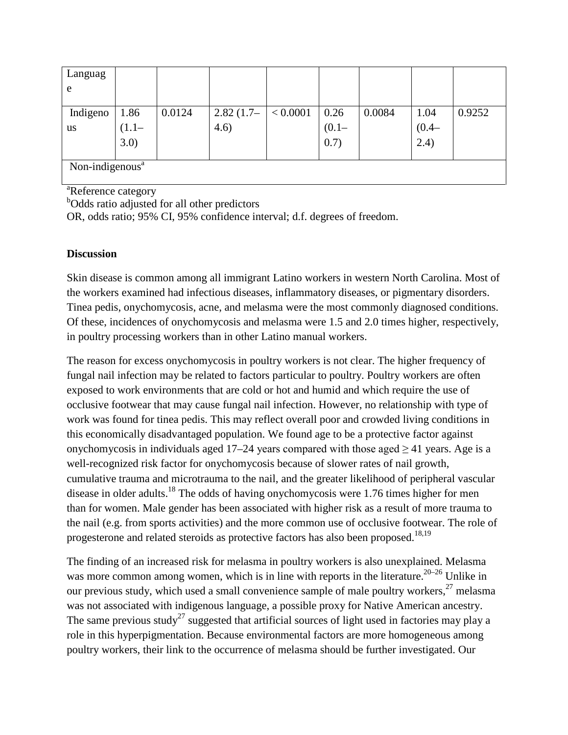| | | | | | | | | |
|---|---|---|---|---|---|---|---|---|
| Language | | | | | | | | |
| Indigenous | 1.86 (1.1–3.0) | 0.0124 | 2.82 (1.7–4.6) | < 0.0001 | 0.26 (0.1–0.7) | 0.0084 | 1.04 (0.4–2.4) | 0.9252 |
| Non-indigenous[a] | | | | | | | | |

[a]Reference category

[b]Odds ratio adjusted for all other predictors

OR, odds ratio; 95% CI, 95% confidence interval; d.f. degrees of freedom.

**Discussion**

Skin disease is common among all immigrant Latino workers in western North Carolina. Most of the workers examined had infectious diseases, inflammatory diseases, or pigmentary disorders. Tinea pedis, onychomycosis, acne, and melasma were the most commonly diagnosed conditions. Of these, incidences of onychomycosis and melasma were 1.5 and 2.0 times higher, respectively, in poultry processing workers than in other Latino manual workers.

The reason for excess onychomycosis in poultry workers is not clear. The higher frequency of fungal nail infection may be related to factors particular to poultry. Poultry workers are often exposed to work environments that are cold or hot and humid and which require the use of occlusive footwear that may cause fungal nail infection. However, no relationship with type of work was found for tinea pedis. This may reflect overall poor and crowded living conditions in this economically disadvantaged population. We found age to be a protective factor against onychomycosis in individuals aged 17–24 years compared with those aged ≥ 41 years. Age is a well-recognized risk factor for onychomycosis because of slower rates of nail growth, cumulative trauma and microtrauma to the nail, and the greater likelihood of peripheral vascular disease in older adults.[18] The odds of having onychomycosis were 1.76 times higher for men than for women. Male gender has been associated with higher risk as a result of more trauma to the nail (e.g. from sports activities) and the more common use of occlusive footwear. The role of progesterone and related steroids as protective factors has also been proposed.[18,19]

The finding of an increased risk for melasma in poultry workers is also unexplained. Melasma was more common among women, which is in line with reports in the literature.[20–26] Unlike in our previous study, which used a small convenience sample of male poultry workers,[27] melasma was not associated with indigenous language, a possible proxy for Native American ancestry. The same previous study[27] suggested that artificial sources of light used in factories may play a role in this hyperpigmentation. Because environmental factors are more homogeneous among poultry workers, their link to the occurrence of melasma should be further investigated. Our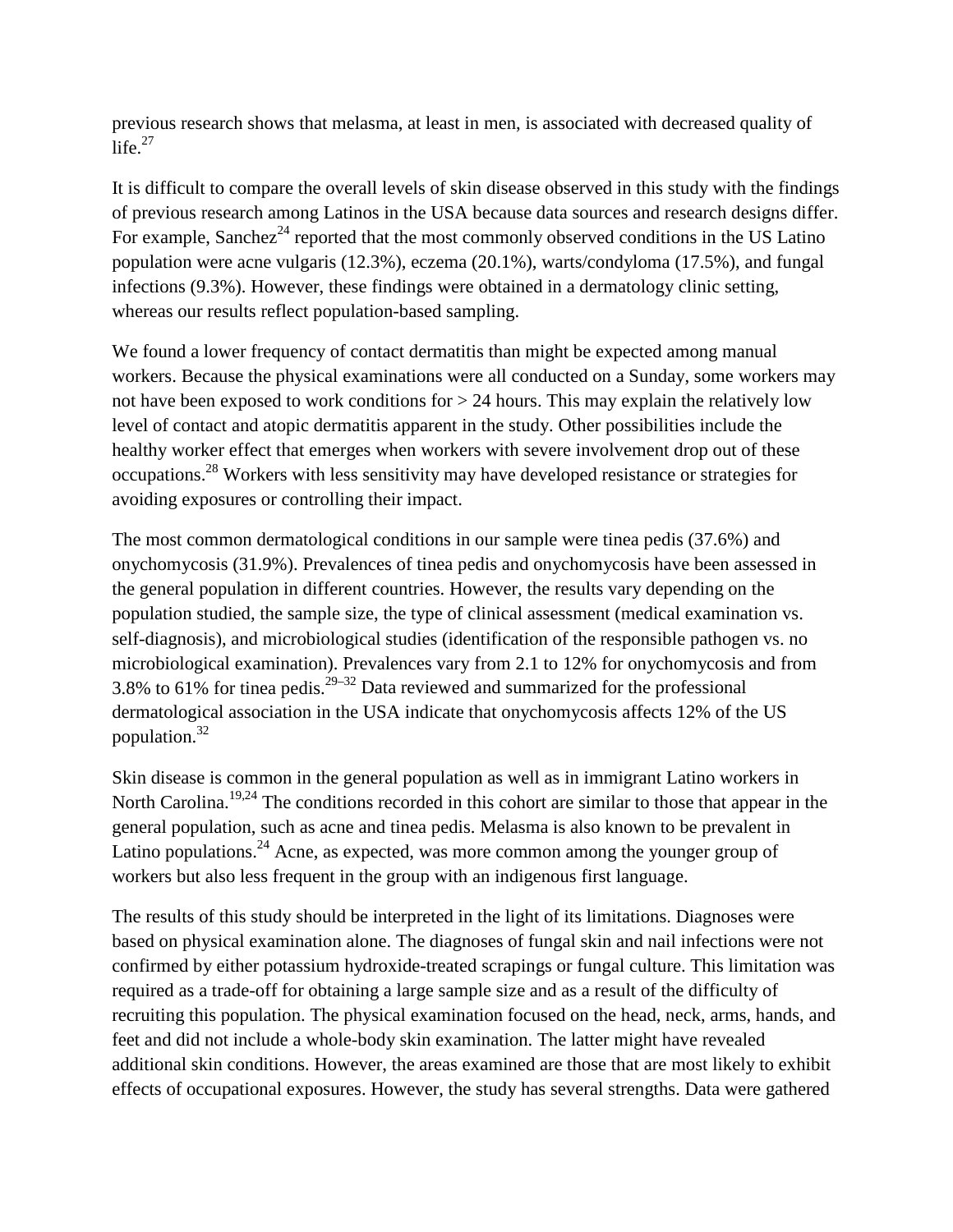previous research shows that melasma, at least in men, is associated with decreased quality of life.[27]

It is difficult to compare the overall levels of skin disease observed in this study with the findings of previous research among Latinos in the USA because data sources and research designs differ. For example, Sanchez[24] reported that the most commonly observed conditions in the US Latino population were acne vulgaris (12.3%), eczema (20.1%), warts/condyloma (17.5%), and fungal infections (9.3%). However, these findings were obtained in a dermatology clinic setting, whereas our results reflect population-based sampling.

We found a lower frequency of contact dermatitis than might be expected among manual workers. Because the physical examinations were all conducted on a Sunday, some workers may not have been exposed to work conditions for > 24 hours. This may explain the relatively low level of contact and atopic dermatitis apparent in the study. Other possibilities include the healthy worker effect that emerges when workers with severe involvement drop out of these occupations.[28] Workers with less sensitivity may have developed resistance or strategies for avoiding exposures or controlling their impact.

The most common dermatological conditions in our sample were tinea pedis (37.6%) and onychomycosis (31.9%). Prevalences of tinea pedis and onychomycosis have been assessed in the general population in different countries. However, the results vary depending on the population studied, the sample size, the type of clinical assessment (medical examination vs. self-diagnosis), and microbiological studies (identification of the responsible pathogen vs. no microbiological examination). Prevalences vary from 2.1 to 12% for onychomycosis and from 3.8% to 61% for tinea pedis.[29–32] Data reviewed and summarized for the professional dermatological association in the USA indicate that onychomycosis affects 12% of the US population.[32]

Skin disease is common in the general population as well as in immigrant Latino workers in North Carolina.[19,24] The conditions recorded in this cohort are similar to those that appear in the general population, such as acne and tinea pedis. Melasma is also known to be prevalent in Latino populations.[24] Acne, as expected, was more common among the younger group of workers but also less frequent in the group with an indigenous first language.

The results of this study should be interpreted in the light of its limitations. Diagnoses were based on physical examination alone. The diagnoses of fungal skin and nail infections were not confirmed by either potassium hydroxide-treated scrapings or fungal culture. This limitation was required as a trade-off for obtaining a large sample size and as a result of the difficulty of recruiting this population. The physical examination focused on the head, neck, arms, hands, and feet and did not include a whole-body skin examination. The latter might have revealed additional skin conditions. However, the areas examined are those that are most likely to exhibit effects of occupational exposures. However, the study has several strengths. Data were gathered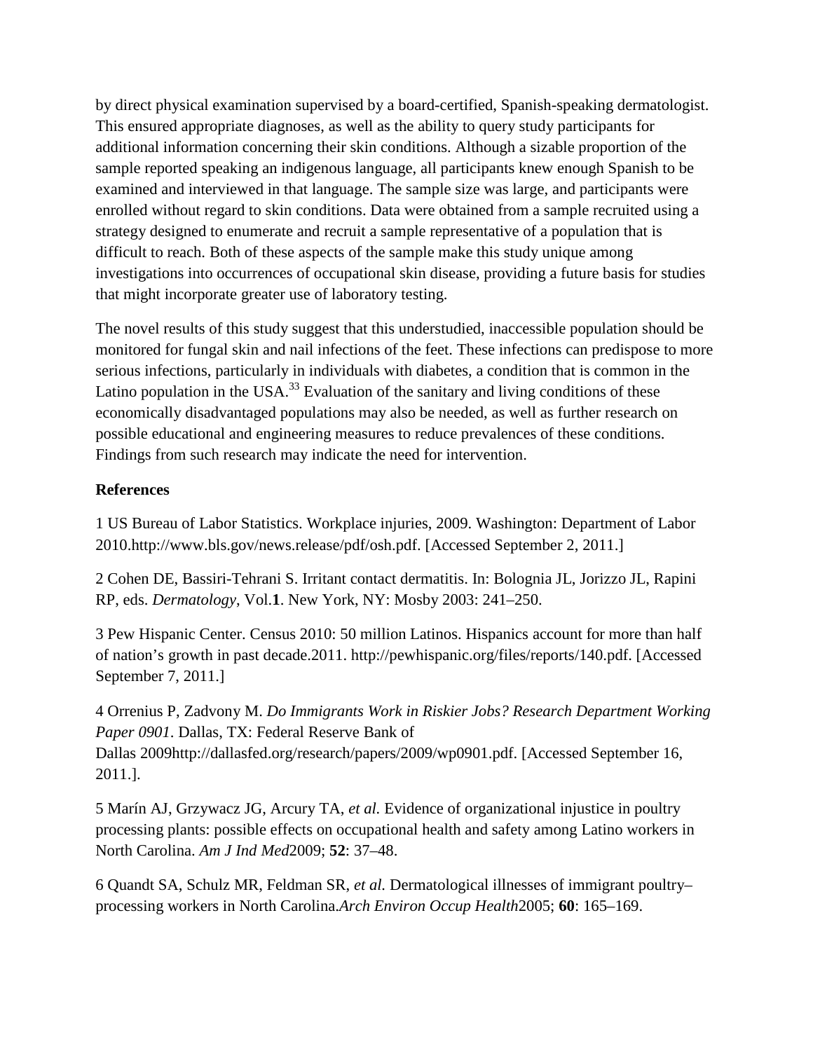by direct physical examination supervised by a board-certified, Spanish-speaking dermatologist. This ensured appropriate diagnoses, as well as the ability to query study participants for additional information concerning their skin conditions. Although a sizable proportion of the sample reported speaking an indigenous language, all participants knew enough Spanish to be examined and interviewed in that language. The sample size was large, and participants were enrolled without regard to skin conditions. Data were obtained from a sample recruited using a strategy designed to enumerate and recruit a sample representative of a population that is difficult to reach. Both of these aspects of the sample make this study unique among investigations into occurrences of occupational skin disease, providing a future basis for studies that might incorporate greater use of laboratory testing.

The novel results of this study suggest that this understudied, inaccessible population should be monitored for fungal skin and nail infections of the feet. These infections can predispose to more serious infections, particularly in individuals with diabetes, a condition that is common in the Latino population in the USA.[33] Evaluation of the sanitary and living conditions of these economically disadvantaged populations may also be needed, as well as further research on possible educational and engineering measures to reduce prevalences of these conditions. Findings from such research may indicate the need for intervention.

**References**

1 US Bureau of Labor Statistics. Workplace injuries, 2009. Washington: Department of Labor 2010.http://www.bls.gov/news.release/pdf/osh.pdf. [Accessed September 2, 2011.]

2 Cohen DE, Bassiri-Tehrani S. Irritant contact dermatitis. In: Bolognia JL, Jorizzo JL, Rapini RP, eds. *Dermatology*, Vol.**1**. New York, NY: Mosby 2003: 241–250.

3 Pew Hispanic Center. Census 2010: 50 million Latinos. Hispanics account for more than half of nation's growth in past decade.2011. http://pewhispanic.org/files/reports/140.pdf. [Accessed September 7, 2011.]

4 Orrenius P, Zadvony M. *Do Immigrants Work in Riskier Jobs? Research Department Working Paper 0901*. Dallas, TX: Federal Reserve Bank of Dallas 2009http://dallasfed.org/research/papers/2009/wp0901.pdf. [Accessed September 16, 2011.].

5 Marín AJ, Grzywacz JG, Arcury TA, *et al.* Evidence of organizational injustice in poultry processing plants: possible effects on occupational health and safety among Latino workers in North Carolina. *Am J Ind Med*2009; **52**: 37–48.

6 Quandt SA, Schulz MR, Feldman SR, *et al.* Dermatological illnesses of immigrant poultry–processing workers in North Carolina.*Arch Environ Occup Health*2005; **60**: 165–169.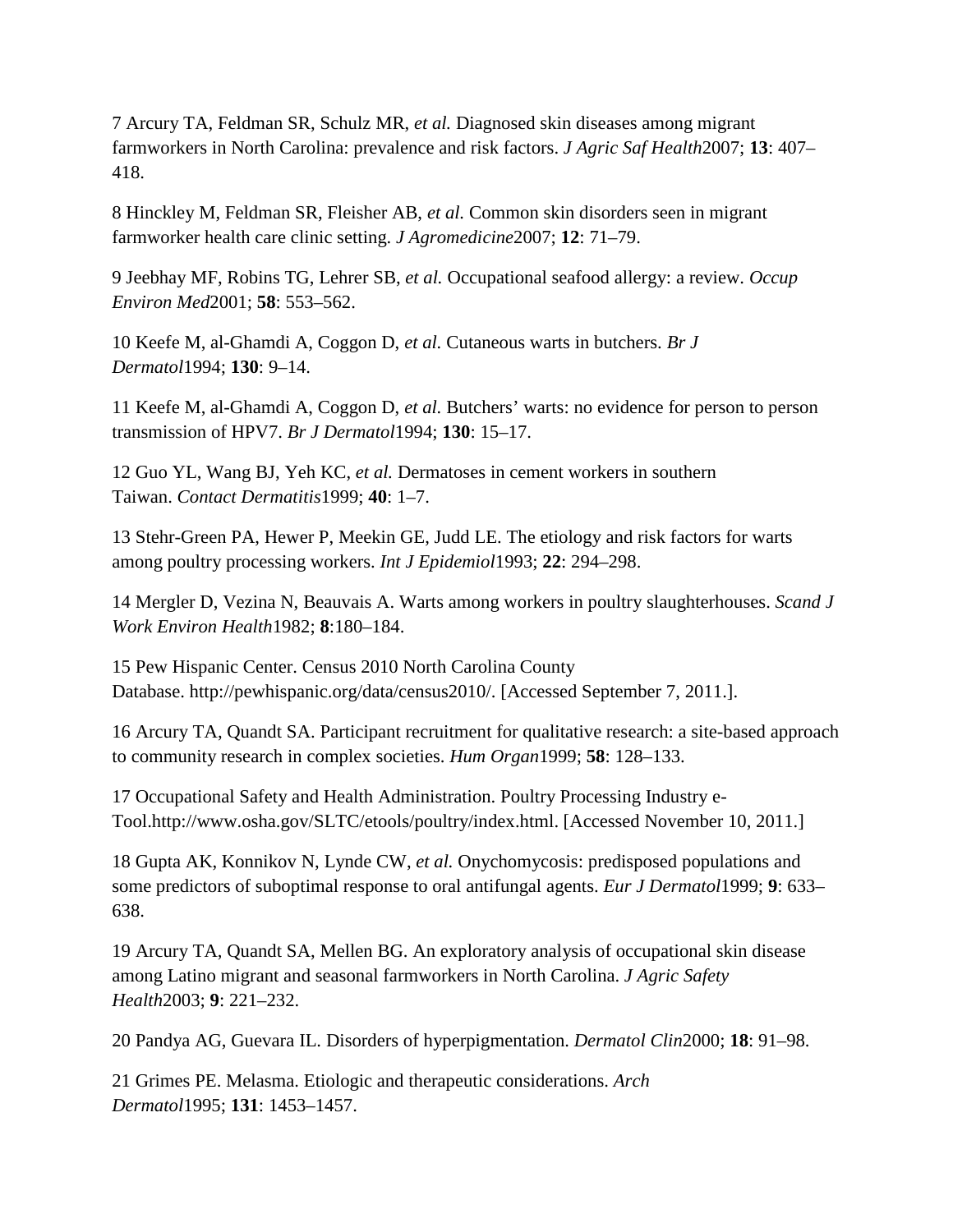7 Arcury TA, Feldman SR, Schulz MR, *et al.* Diagnosed skin diseases among migrant farmworkers in North Carolina: prevalence and risk factors. *J Agric Saf Health*2007; **13**: 407–418.

8 Hinckley M, Feldman SR, Fleisher AB, *et al.* Common skin disorders seen in migrant farmworker health care clinic setting. *J Agromedicine*2007; **12**: 71–79.

9 Jeebhay MF, Robins TG, Lehrer SB, *et al.* Occupational seafood allergy: a review. *Occup Environ Med*2001; **58**: 553–562.

10 Keefe M, al-Ghamdi A, Coggon D, *et al.* Cutaneous warts in butchers. *Br J Dermatol*1994; **130**: 9–14.

11 Keefe M, al-Ghamdi A, Coggon D, *et al.* Butchers' warts: no evidence for person to person transmission of HPV7. *Br J Dermatol*1994; **130**: 15–17.

12 Guo YL, Wang BJ, Yeh KC, *et al.* Dermatoses in cement workers in southern Taiwan. *Contact Dermatitis*1999; **40**: 1–7.

13 Stehr-Green PA, Hewer P, Meekin GE, Judd LE. The etiology and risk factors for warts among poultry processing workers. *Int J Epidemiol*1993; **22**: 294–298.

14 Mergler D, Vezina N, Beauvais A. Warts among workers in poultry slaughterhouses. *Scand J Work Environ Health*1982; **8**:180–184.

15 Pew Hispanic Center. Census 2010 North Carolina County Database. http://pewhispanic.org/data/census2010/. [Accessed September 7, 2011.].

16 Arcury TA, Quandt SA. Participant recruitment for qualitative research: a site-based approach to community research in complex societies. *Hum Organ*1999; **58**: 128–133.

17 Occupational Safety and Health Administration. Poultry Processing Industry e-Tool.http://www.osha.gov/SLTC/etools/poultry/index.html. [Accessed November 10, 2011.]

18 Gupta AK, Konnikov N, Lynde CW, *et al.* Onychomycosis: predisposed populations and some predictors of suboptimal response to oral antifungal agents. *Eur J Dermatol*1999; **9**: 633–638.

19 Arcury TA, Quandt SA, Mellen BG. An exploratory analysis of occupational skin disease among Latino migrant and seasonal farmworkers in North Carolina. *J Agric Safety Health*2003; **9**: 221–232.

20 Pandya AG, Guevara IL. Disorders of hyperpigmentation. *Dermatol Clin*2000; **18**: 91–98.

21 Grimes PE. Melasma. Etiologic and therapeutic considerations. *Arch Dermatol*1995; **131**: 1453–1457.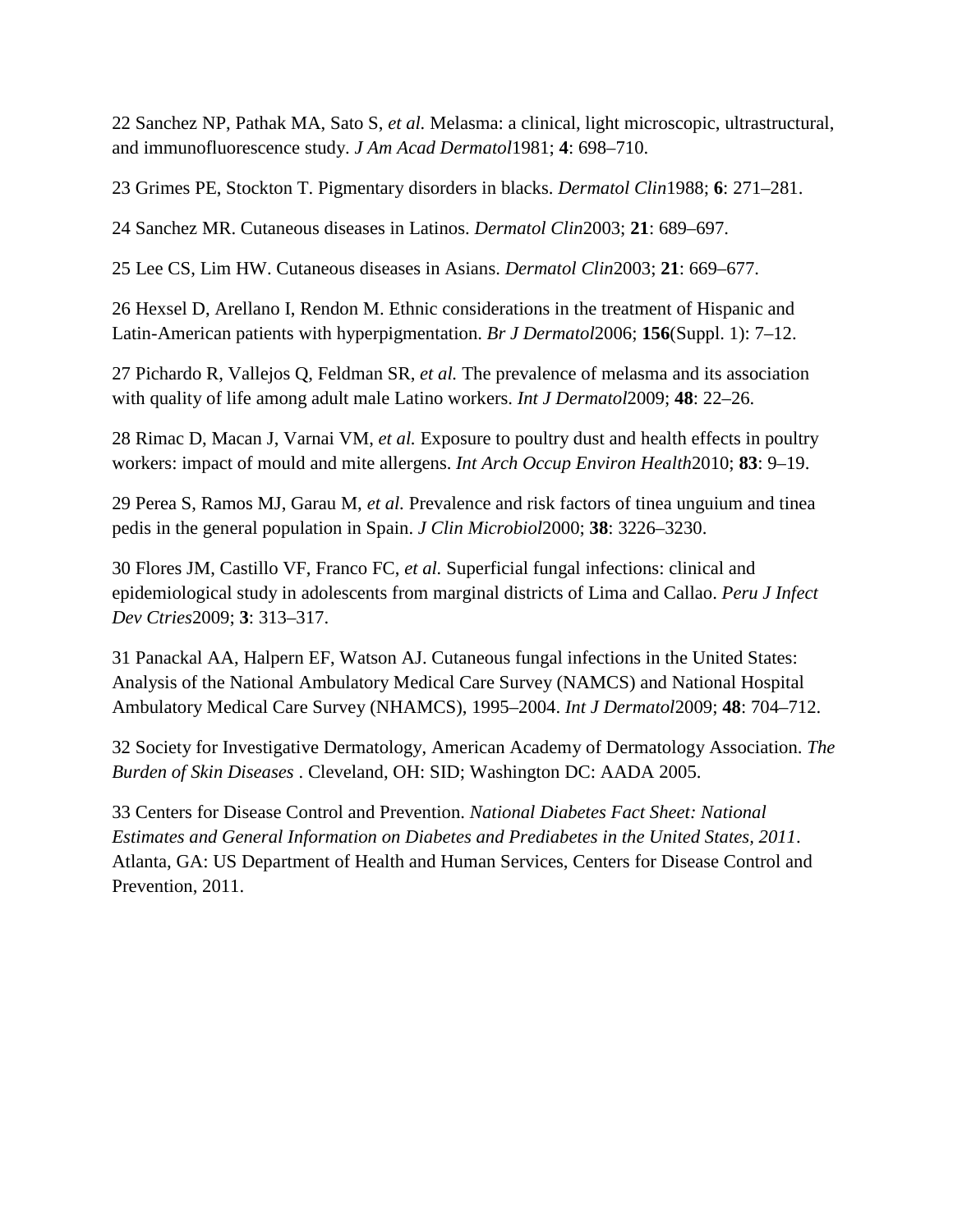22 Sanchez NP, Pathak MA, Sato S, *et al.* Melasma: a clinical, light microscopic, ultrastructural, and immunofluorescence study. *J Am Acad Dermatol*1981; **4**: 698–710.

23 Grimes PE, Stockton T. Pigmentary disorders in blacks. *Dermatol Clin*1988; **6**: 271–281.

24 Sanchez MR. Cutaneous diseases in Latinos. *Dermatol Clin*2003; **21**: 689–697.

25 Lee CS, Lim HW. Cutaneous diseases in Asians. *Dermatol Clin*2003; **21**: 669–677.

26 Hexsel D, Arellano I, Rendon M. Ethnic considerations in the treatment of Hispanic and Latin-American patients with hyperpigmentation. *Br J Dermatol*2006; **156**(Suppl. 1): 7–12.

27 Pichardo R, Vallejos Q, Feldman SR, *et al.* The prevalence of melasma and its association with quality of life among adult male Latino workers. *Int J Dermatol*2009; **48**: 22–26.

28 Rimac D, Macan J, Varnai VM, *et al.* Exposure to poultry dust and health effects in poultry workers: impact of mould and mite allergens. *Int Arch Occup Environ Health*2010; **83**: 9–19.

29 Perea S, Ramos MJ, Garau M, *et al.* Prevalence and risk factors of tinea unguium and tinea pedis in the general population in Spain. *J Clin Microbiol*2000; **38**: 3226–3230.

30 Flores JM, Castillo VF, Franco FC, *et al.* Superficial fungal infections: clinical and epidemiological study in adolescents from marginal districts of Lima and Callao. *Peru J Infect Dev Ctries*2009; **3**: 313–317.

31 Panackal AA, Halpern EF, Watson AJ. Cutaneous fungal infections in the United States: Analysis of the National Ambulatory Medical Care Survey (NAMCS) and National Hospital Ambulatory Medical Care Survey (NHAMCS), 1995–2004. *Int J Dermatol*2009; **48**: 704–712.

32 Society for Investigative Dermatology, American Academy of Dermatology Association. *The Burden of Skin Diseases* . Cleveland, OH: SID; Washington DC: AADA 2005.

33 Centers for Disease Control and Prevention. *National Diabetes Fact Sheet: National Estimates and General Information on Diabetes and Prediabetes in the United States, 2011*. Atlanta, GA: US Department of Health and Human Services, Centers for Disease Control and Prevention, 2011.